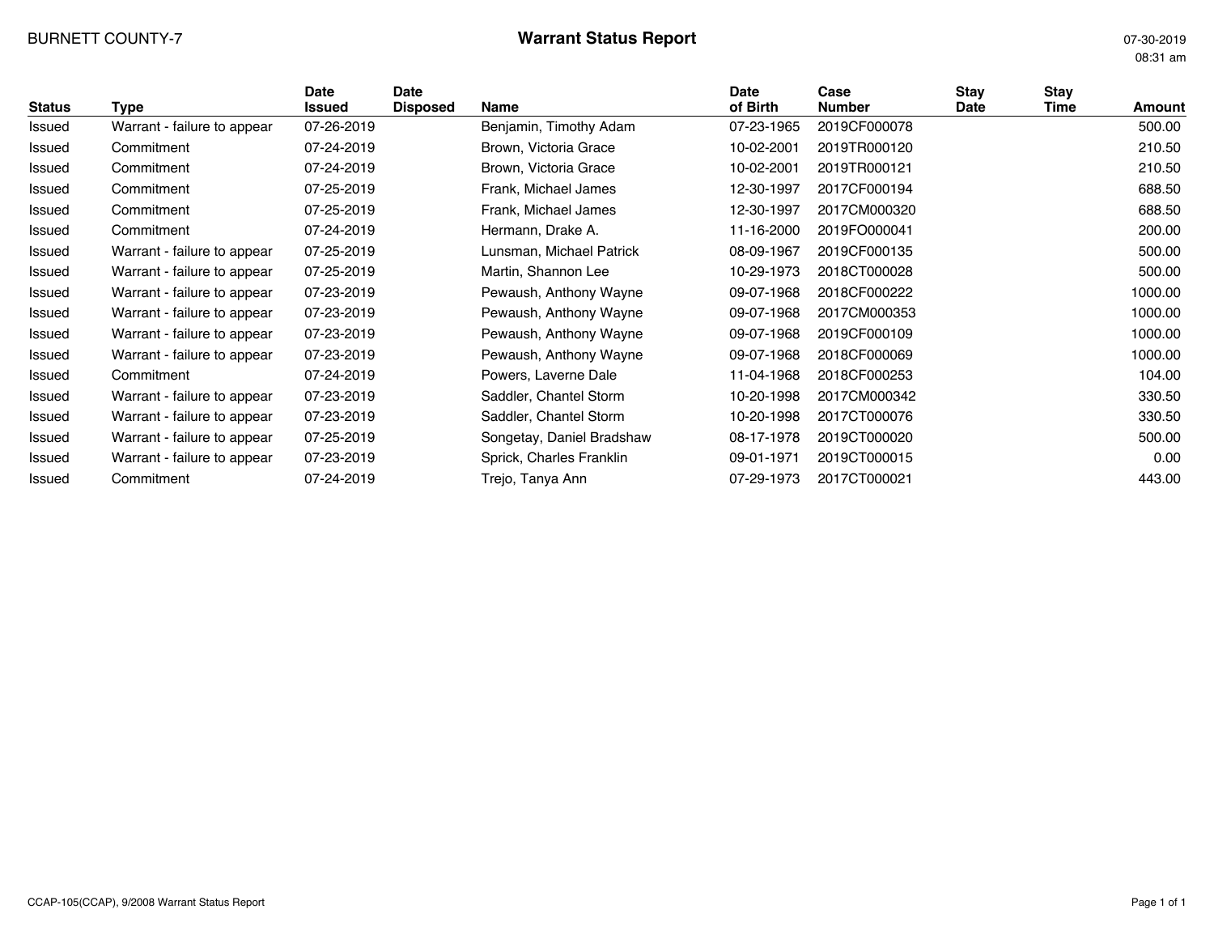BURNETT COUNTY-7

# Warrant Status Report

07-30-2019
08:31 am

| Status | Type | Date Issued | Date Disposed | Name | Date of Birth | Case Number | Stay Date | Stay Time | Amount |
|---|---|---|---|---|---|---|---|---|---|
| Issued | Warrant - failure to appear | 07-26-2019 | | Benjamin, Timothy Adam | 07-23-1965 | 2019CF000078 | | | 500.00 |
| Issued | Commitment | 07-24-2019 | | Brown, Victoria Grace | 10-02-2001 | 2019TR000120 | | | 210.50 |
| Issued | Commitment | 07-24-2019 | | Brown, Victoria Grace | 10-02-2001 | 2019TR000121 | | | 210.50 |
| Issued | Commitment | 07-25-2019 | | Frank, Michael James | 12-30-1997 | 2017CF000194 | | | 688.50 |
| Issued | Commitment | 07-25-2019 | | Frank, Michael James | 12-30-1997 | 2017CM000320 | | | 688.50 |
| Issued | Commitment | 07-24-2019 | | Hermann, Drake A. | 11-16-2000 | 2019FO000041 | | | 200.00 |
| Issued | Warrant - failure to appear | 07-25-2019 | | Lunsman, Michael Patrick | 08-09-1967 | 2019CF000135 | | | 500.00 |
| Issued | Warrant - failure to appear | 07-25-2019 | | Martin, Shannon Lee | 10-29-1973 | 2018CT000028 | | | 500.00 |
| Issued | Warrant - failure to appear | 07-23-2019 | | Pewaush, Anthony Wayne | 09-07-1968 | 2018CF000222 | | | 1000.00 |
| Issued | Warrant - failure to appear | 07-23-2019 | | Pewaush, Anthony Wayne | 09-07-1968 | 2017CM000353 | | | 1000.00 |
| Issued | Warrant - failure to appear | 07-23-2019 | | Pewaush, Anthony Wayne | 09-07-1968 | 2019CF000109 | | | 1000.00 |
| Issued | Warrant - failure to appear | 07-23-2019 | | Pewaush, Anthony Wayne | 09-07-1968 | 2018CF000069 | | | 1000.00 |
| Issued | Commitment | 07-24-2019 | | Powers, Laverne Dale | 11-04-1968 | 2018CF000253 | | | 104.00 |
| Issued | Warrant - failure to appear | 07-23-2019 | | Saddler, Chantel Storm | 10-20-1998 | 2017CM000342 | | | 330.50 |
| Issued | Warrant - failure to appear | 07-23-2019 | | Saddler, Chantel Storm | 10-20-1998 | 2017CT000076 | | | 330.50 |
| Issued | Warrant - failure to appear | 07-25-2019 | | Songetay, Daniel Bradshaw | 08-17-1978 | 2019CT000020 | | | 500.00 |
| Issued | Warrant - failure to appear | 07-23-2019 | | Sprick, Charles Franklin | 09-01-1971 | 2019CT000015 | | | 0.00 |
| Issued | Commitment | 07-24-2019 | | Trejo, Tanya Ann | 07-29-1973 | 2017CT000021 | | | 443.00 |

CCAP-105(CCAP), 9/2008 Warrant Status Report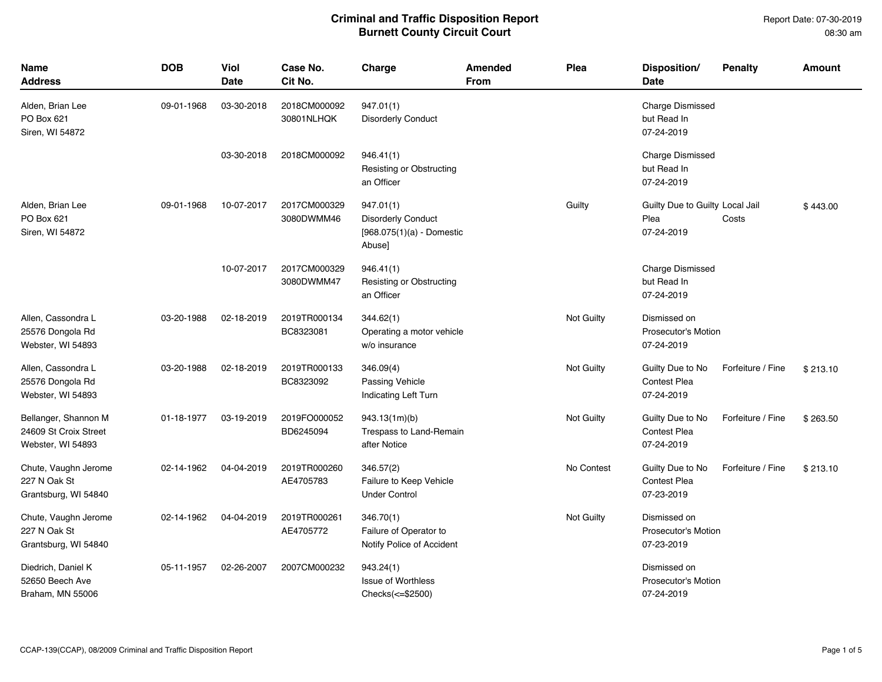# Criminal and Traffic Disposition Report
## Burnett County Circuit Court

Report Date: 07-30-2019
08:30 am

| Name<br>Address | DOB | Viol Date | Case No.<br>Cit No. | Charge | Amended From | Plea | Disposition/<br>Date | Penalty | Amount |
|---|---|---|---|---|---|---|---|---|---|
| Alden, Brian Lee<br>PO Box 621<br>Siren, WI 54872 | 09-01-1968 | 03-30-2018 | 2018CM000092<br>30801NLHQK | 947.01(1)<br>Disorderly Conduct | | | Charge Dismissed but Read In<br>07-24-2019 | | |
| | | 03-30-2018 | 2018CM000092 | 946.41(1)<br>Resisting or Obstructing an Officer | | | Charge Dismissed but Read In<br>07-24-2019 | | |
| Alden, Brian Lee<br>PO Box 621<br>Siren, WI 54872 | 09-01-1968 | 10-07-2017 | 2017CM000329<br>3080DWMM46 | 947.01(1)<br>Disorderly Conduct<br>[968.075(1)(a) - Domestic Abuse] | | Guilty | Guilty Due to Guilty Plea<br>07-24-2019 | Local Jail Costs | $ 443.00 |
| | | 10-07-2017 | 2017CM000329<br>3080DWMM47 | 946.41(1)<br>Resisting or Obstructing an Officer | | | Charge Dismissed but Read In<br>07-24-2019 | | |
| Allen, Cassondra L<br>25576 Dongola Rd<br>Webster, WI 54893 | 03-20-1988 | 02-18-2019 | 2019TR000134<br>BC8323081 | 344.62(1)<br>Operating a motor vehicle w/o insurance | | Not Guilty | Dismissed on Prosecutor's Motion<br>07-24-2019 | | |
| Allen, Cassondra L<br>25576 Dongola Rd<br>Webster, WI 54893 | 03-20-1988 | 02-18-2019 | 2019TR000133<br>BC8323092 | 346.09(4)<br>Passing Vehicle Indicating Left Turn | | Not Guilty | Guilty Due to No Contest Plea<br>07-24-2019 | Forfeiture / Fine | $ 213.10 |
| Bellanger, Shannon M<br>24609 St Croix Street<br>Webster, WI 54893 | 01-18-1977 | 03-19-2019 | 2019FO000052<br>BD6245094 | 943.13(1m)(b)<br>Trespass to Land-Remain after Notice | | Not Guilty | Guilty Due to No Contest Plea<br>07-24-2019 | Forfeiture / Fine | $ 263.50 |
| Chute, Vaughn Jerome<br>227 N Oak St<br>Grantsburg, WI 54840 | 02-14-1962 | 04-04-2019 | 2019TR000260<br>AE4705783 | 346.57(2)<br>Failure to Keep Vehicle Under Control | | No Contest | Guilty Due to No Contest Plea<br>07-23-2019 | Forfeiture / Fine | $ 213.10 |
| Chute, Vaughn Jerome<br>227 N Oak St<br>Grantsburg, WI 54840 | 02-14-1962 | 04-04-2019 | 2019TR000261<br>AE4705772 | 346.70(1)<br>Failure of Operator to Notify Police of Accident | | Not Guilty | Dismissed on Prosecutor's Motion<br>07-23-2019 | | |
| Diedrich, Daniel K<br>52650 Beech Ave<br>Braham, MN 55006 | 05-11-1957 | 02-26-2007 | 2007CM000232 | 943.24(1)<br>Issue of Worthless Checks(<=$2500) | | | Dismissed on Prosecutor's Motion<br>07-24-2019 | | |

CCAP-139(CCAP), 08/2009 Criminal and Traffic Disposition Report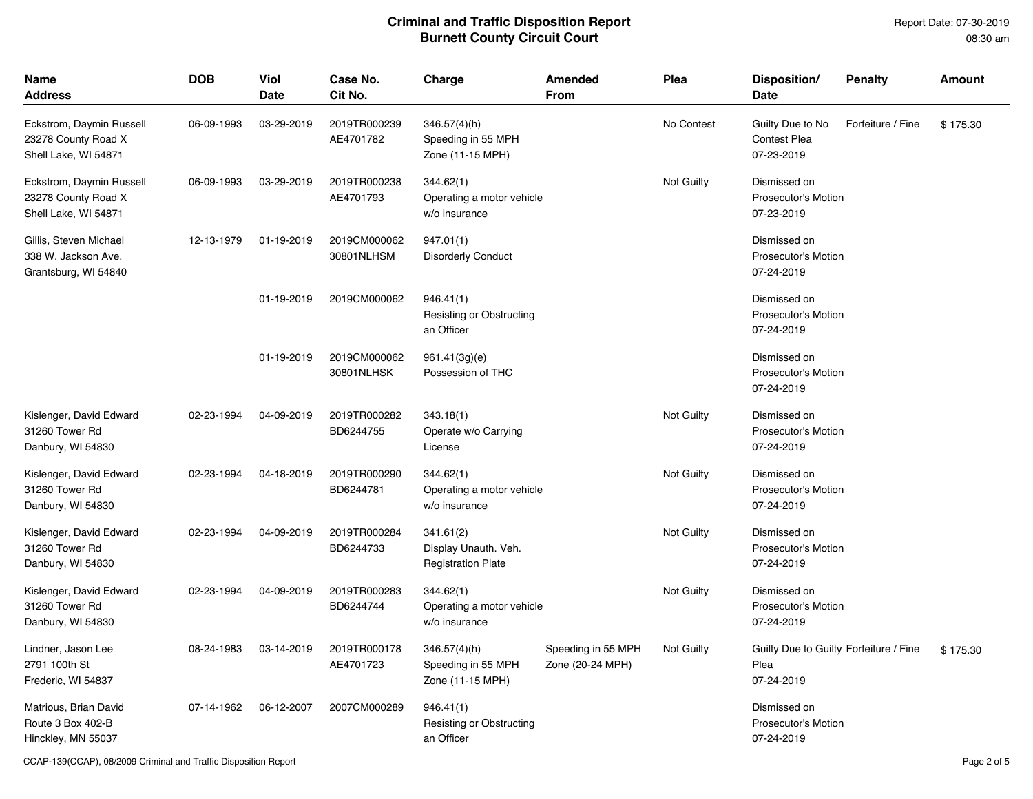# Criminal and Traffic Disposition Report
## Burnett County Circuit Court

Report Date: 07-30-2019
08:30 am

| Name<br>Address | DOB | Viol<br>Date | Case No.<br>Cit No. | Charge | Amended<br>From | Plea | Disposition/<br>Date | Penalty | Amount |
|---|---|---|---|---|---|---|---|---|---|
| Eckstrom, Daymin Russell<br>23278 County Road X<br>Shell Lake, WI 54871 | 06-09-1993 | 03-29-2019 | 2019TR000239<br>AE4701782 | 346.57(4)(h)<br>Speeding in 55 MPH Zone (11-15 MPH) | | No Contest | Guilty Due to No Contest Plea<br>07-23-2019 | Forfeiture / Fine | $ 175.30 |
| Eckstrom, Daymin Russell<br>23278 County Road X<br>Shell Lake, WI 54871 | 06-09-1993 | 03-29-2019 | 2019TR000238<br>AE4701793 | 344.62(1)<br>Operating a motor vehicle w/o insurance | | Not Guilty | Dismissed on Prosecutor's Motion<br>07-23-2019 | | |
| Gillis, Steven Michael<br>338 W. Jackson Ave.<br>Grantsburg, WI 54840 | 12-13-1979 | 01-19-2019 | 2019CM000062<br>30801NLHSM | 947.01(1)<br>Disorderly Conduct | | | Dismissed on Prosecutor's Motion<br>07-24-2019 | | |
| | | 01-19-2019 | 2019CM000062 | 946.41(1)<br>Resisting or Obstructing an Officer | | | Dismissed on Prosecutor's Motion<br>07-24-2019 | | |
| | | 01-19-2019 | 2019CM000062<br>30801NLHSK | 961.41(3g)(e)<br>Possession of THC | | | Dismissed on Prosecutor's Motion<br>07-24-2019 | | |
| Kislenger, David Edward<br>31260 Tower Rd<br>Danbury, WI 54830 | 02-23-1994 | 04-09-2019 | 2019TR000282<br>BD6244755 | 343.18(1)<br>Operate w/o Carrying License | | Not Guilty | Dismissed on Prosecutor's Motion<br>07-24-2019 | | |
| Kislenger, David Edward<br>31260 Tower Rd<br>Danbury, WI 54830 | 02-23-1994 | 04-18-2019 | 2019TR000290<br>BD6244781 | 344.62(1)<br>Operating a motor vehicle w/o insurance | | Not Guilty | Dismissed on Prosecutor's Motion<br>07-24-2019 | | |
| Kislenger, David Edward<br>31260 Tower Rd<br>Danbury, WI 54830 | 02-23-1994 | 04-09-2019 | 2019TR000284<br>BD6244733 | 341.61(2)<br>Display Unauth. Veh. Registration Plate | | Not Guilty | Dismissed on Prosecutor's Motion<br>07-24-2019 | | |
| Kislenger, David Edward<br>31260 Tower Rd<br>Danbury, WI 54830 | 02-23-1994 | 04-09-2019 | 2019TR000283<br>BD6244744 | 344.62(1)<br>Operating a motor vehicle w/o insurance | | Not Guilty | Dismissed on Prosecutor's Motion<br>07-24-2019 | | |
| Lindner, Jason Lee<br>2791 100th St<br>Frederic, WI 54837 | 08-24-1983 | 03-14-2019 | 2019TR000178<br>AE4701723 | 346.57(4)(h)<br>Speeding in 55 MPH Zone (11-15 MPH) | Speeding in 55 MPH Zone (20-24 MPH) | Not Guilty | Guilty Due to Guilty Plea<br>07-24-2019 | Forfeiture / Fine | $ 175.30 |
| Matrious, Brian David<br>Route 3 Box 402-B<br>Hinckley, MN 55037 | 07-14-1962 | 06-12-2007 | 2007CM000289 | 946.41(1)<br>Resisting or Obstructing an Officer | | | Dismissed on Prosecutor's Motion<br>07-24-2019 | | |

CCAP-139(CCAP), 08/2009 Criminal and Traffic Disposition Report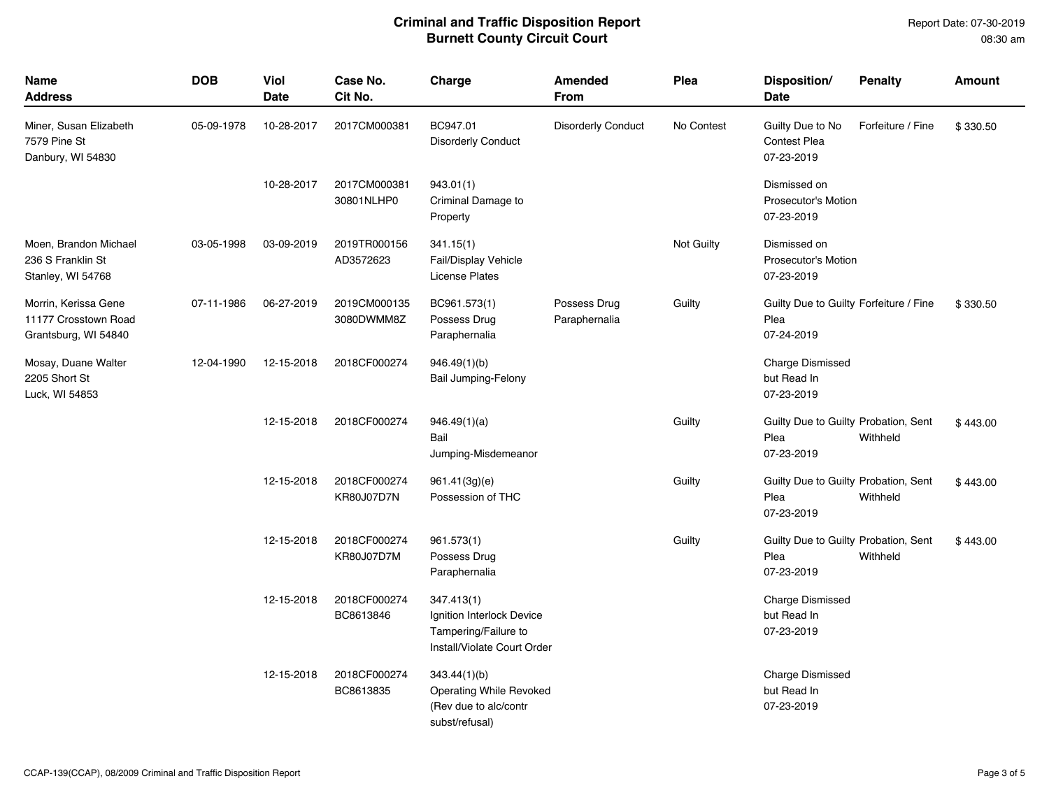# Criminal and Traffic Disposition Report
## Burnett County Circuit Court

Report Date: 07-30-2019
08:30 am

| Name Address | DOB | Viol Date | Case No. Cit No. | Charge | Amended From | Plea | Disposition/ Date | Penalty | Amount |
|---|---|---|---|---|---|---|---|---|---|
| Miner, Susan Elizabeth 7579 Pine St Danbury, WI 54830 | 05-09-1978 | 10-28-2017 | 2017CM000381 | BC947.01 Disorderly Conduct | Disorderly Conduct | No Contest | Guilty Due to No Contest Plea 07-23-2019 | Forfeiture / Fine | $ 330.50 |
| | | 10-28-2017 | 2017CM000381 30801NLHP0 | 943.01(1) Criminal Damage to Property | | | Dismissed on Prosecutor's Motion 07-23-2019 | | |
| Moen, Brandon Michael 236 S Franklin St Stanley, WI 54768 | 03-05-1998 | 03-09-2019 | 2019TR000156 AD3572623 | 341.15(1) Fail/Display Vehicle License Plates | | Not Guilty | Dismissed on Prosecutor's Motion 07-23-2019 | | |
| Morrin, Kerissa Gene 11177 Crosstown Road Grantsburg, WI 54840 | 07-11-1986 | 06-27-2019 | 2019CM000135 3080DWMM8Z | BC961.573(1) Possess Drug Paraphernalia | Possess Drug Paraphernalia | Guilty | Guilty Due to Guilty Plea 07-24-2019 | Forfeiture / Fine | $ 330.50 |
| Mosay, Duane Walter 2205 Short St Luck, WI 54853 | 12-04-1990 | 12-15-2018 | 2018CF000274 | 946.49(1)(b) Bail Jumping-Felony | | | Charge Dismissed but Read In 07-23-2019 | | |
| | | 12-15-2018 | 2018CF000274 | 946.49(1)(a) Bail Jumping-Misdemeanor | | Guilty | Guilty Due to Guilty Plea 07-23-2019 | Probation, Sent Withheld | $ 443.00 |
| | | 12-15-2018 | 2018CF000274 KR80J07D7N | 961.41(3g)(e) Possession of THC | | Guilty | Guilty Due to Guilty Plea 07-23-2019 | Probation, Sent Withheld | $ 443.00 |
| | | 12-15-2018 | 2018CF000274 KR80J07D7M | 961.573(1) Possess Drug Paraphernalia | | Guilty | Guilty Due to Guilty Plea 07-23-2019 | Probation, Sent Withheld | $ 443.00 |
| | | 12-15-2018 | 2018CF000274 BC8613846 | 347.413(1) Ignition Interlock Device Tampering/Failure to Install/Violate Court Order | | | Charge Dismissed but Read In 07-23-2019 | | |
| | | 12-15-2018 | 2018CF000274 BC8613835 | 343.44(1)(b) Operating While Revoked (Rev due to alc/contr subst/refusal) | | | Charge Dismissed but Read In 07-23-2019 | | |

CCAP-139(CCAP), 08/2009 Criminal and Traffic Disposition Report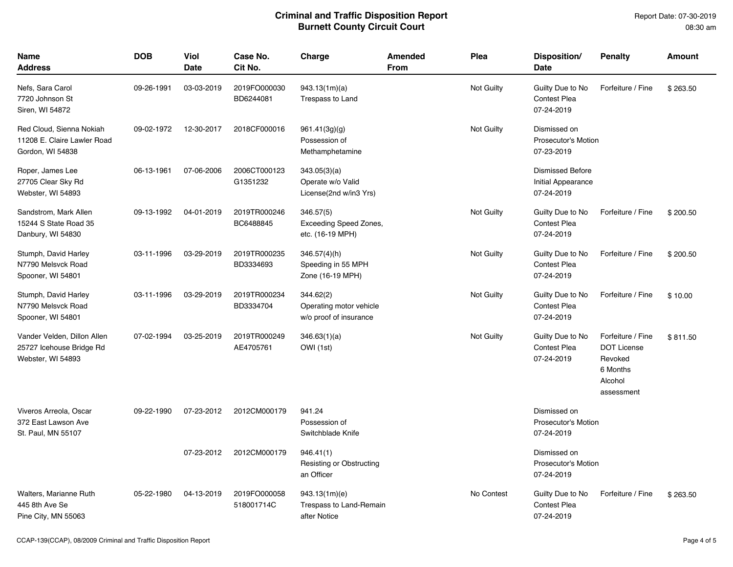# Criminal and Traffic Disposition Report
## Burnett County Circuit Court

Report Date: 07-30-2019
08:30 am

| Name<br>Address | DOB | Viol Date | Case No.<br>Cit No. | Charge | Amended From | Plea | Disposition/<br>Date | Penalty | Amount |
|---|---|---|---|---|---|---|---|---|---|
| Nefs, Sara Carol<br>7720 Johnson St<br>Siren, WI 54872 | 09-26-1991 | 03-03-2019 | 2019FO000030<br>BD6244081 | 943.13(1m)(a)<br>Trespass to Land | | Not Guilty | Guilty Due to No Contest Plea<br>07-24-2019 | Forfeiture / Fine | $ 263.50 |
| Red Cloud, Sienna Nokiah<br>11208 E. Claire Lawler Road<br>Gordon, WI 54838 | 09-02-1972 | 12-30-2017 | 2018CF000016 | 961.41(3g)(g)<br>Possession of Methamphetamine | | Not Guilty | Dismissed on Prosecutor's Motion<br>07-23-2019 | | |
| Roper, James Lee<br>27705 Clear Sky Rd<br>Webster, WI 54893 | 06-13-1961 | 07-06-2006 | 2006CT000123<br>G1351232 | 343.05(3)(a)<br>Operate w/o Valid License(2nd w/in3 Yrs) | | | Dismissed Before Initial Appearance<br>07-24-2019 | | |
| Sandstrom, Mark Allen<br>15244 S State Road 35<br>Danbury, WI 54830 | 09-13-1992 | 04-01-2019 | 2019TR000246<br>BC6488845 | 346.57(5)<br>Exceeding Speed Zones, etc. (16-19 MPH) | | Not Guilty | Guilty Due to No Contest Plea<br>07-24-2019 | Forfeiture / Fine | $ 200.50 |
| Stumph, David Harley<br>N7790 Melsvck Road<br>Spooner, WI 54801 | 03-11-1996 | 03-29-2019 | 2019TR000235<br>BD3334693 | 346.57(4)(h)<br>Speeding in 55 MPH Zone (16-19 MPH) | | Not Guilty | Guilty Due to No Contest Plea<br>07-24-2019 | Forfeiture / Fine | $ 200.50 |
| Stumph, David Harley<br>N7790 Melsvck Road<br>Spooner, WI 54801 | 03-11-1996 | 03-29-2019 | 2019TR000234<br>BD3334704 | 344.62(2)<br>Operating motor vehicle w/o proof of insurance | | Not Guilty | Guilty Due to No Contest Plea<br>07-24-2019 | Forfeiture / Fine | $ 10.00 |
| Vander Velden, Dillon Allen<br>25727 Icehouse Bridge Rd<br>Webster, WI 54893 | 07-02-1994 | 03-25-2019 | 2019TR000249<br>AE4705761 | 346.63(1)(a)<br>OWI (1st) | | Not Guilty | Guilty Due to No Contest Plea<br>07-24-2019 | Forfeiture / Fine<br>DOT License Revoked 6 Months<br>Alcohol assessment | $ 811.50 |
| Viveros Arreola, Oscar<br>372 East Lawson Ave<br>St. Paul, MN 55107 | 09-22-1990 | 07-23-2012 | 2012CM000179 | 941.24<br>Possession of Switchblade Knife | | | Dismissed on Prosecutor's Motion<br>07-24-2019 | | |
| | | 07-23-2012 | 2012CM000179 | 946.41(1)<br>Resisting or Obstructing an Officer | | | Dismissed on Prosecutor's Motion<br>07-24-2019 | | |
| Walters, Marianne Ruth<br>445 8th Ave Se<br>Pine City, MN 55063 | 05-22-1980 | 04-13-2019 | 2019FO000058<br>518001714C | 943.13(1m)(e)<br>Trespass to Land-Remain after Notice | | No Contest | Guilty Due to No Contest Plea<br>07-24-2019 | Forfeiture / Fine | $ 263.50 |

CCAP-139(CCAP), 08/2009 Criminal and Traffic Disposition Report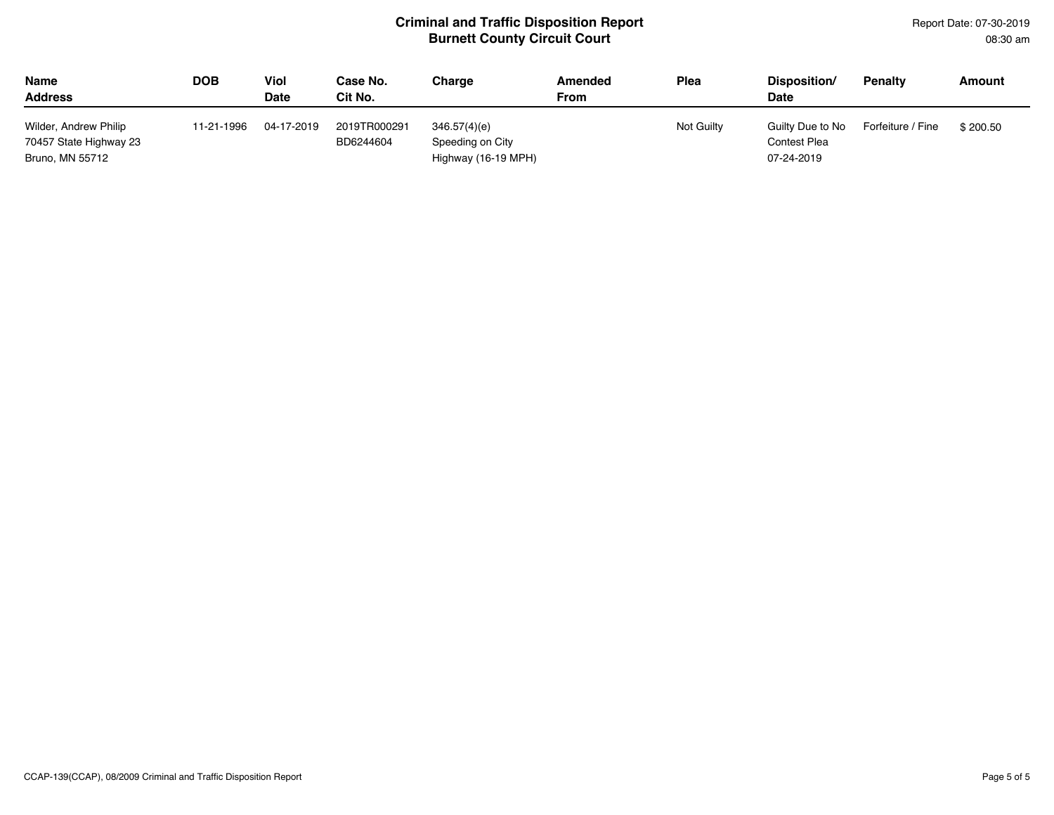# Criminal and Traffic Disposition Report
## Burnett County Circuit Court

Report Date: 07-30-2019
08:30 am

| Name Address | DOB | Viol Date | Case No. Cit No. | Charge | Amended From | Plea | Disposition/ Date | Penalty | Amount |
|---|---|---|---|---|---|---|---|---|---|
| Wilder, Andrew Philip 70457 State Highway 23 Bruno, MN 55712 | 11-21-1996 | 04-17-2019 | 2019TR000291 BD6244604 | 346.57(4)(e) Speeding on City Highway (16-19 MPH) | | Not Guilty | Guilty Due to No Contest Plea 07-24-2019 | Forfeiture / Fine | $ 200.50 |

CCAP-139(CCAP), 08/2009 Criminal and Traffic Disposition Report